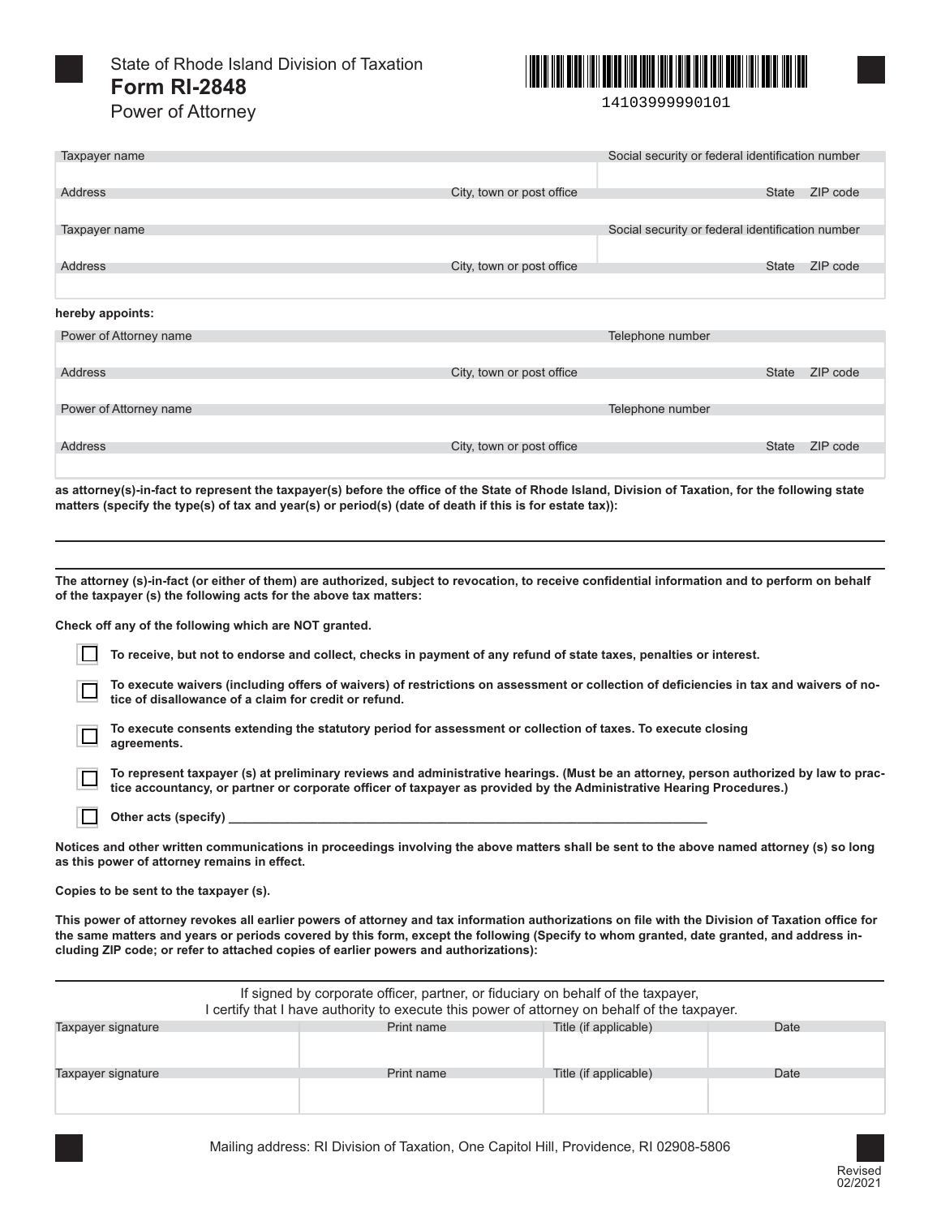State of Rhode Island Division of Taxation

# Form RI-2848

Power of Attorney

14103999990101

| Taxpayer name | | Social security or federal identification number | |
|---|---|---|---|
| | | | |
| Address | City, town or post office | State | ZIP code |
| | | | |
| Taxpayer name | | Social security or federal identification number | |
| | | | |
| Address | City, town or post office | State | ZIP code |
| | | | |

**hereby appoints:**

| Power of Attorney name | | Telephone number | |
|---|---|---|---|
| | | | |
| Address | City, town or post office | State | ZIP code |
| | | | |
| Power of Attorney name | | Telephone number | |
| | | | |
| Address | City, town or post office | State | ZIP code |
| | | | |

**as attorney(s)-in-fact to represent the taxpayer(s) before the office of the State of Rhode Island, Division of Taxation, for the following state matters (specify the type(s) of tax and year(s) or period(s) (date of death if this is for estate tax)):**

______________________________________________________________________________

______________________________________________________________________________

**The attorney (s)-in-fact (or either of them) are authorized, subject to revocation, to receive confidential information and to perform on behalf of the taxpayer (s) the following acts for the above tax matters:**

**Check off any of the following which are NOT granted.**

- ☐ **To receive, but not to endorse and collect, checks in payment of any refund of state taxes, penalties or interest.**
- ☐ **To execute waivers (including offers of waivers) of restrictions on assessment or collection of deficiencies in tax and waivers of notice of disallowance of a claim for credit or refund.**
- ☐ **To execute consents extending the statutory period for assessment or collection of taxes. To execute closing agreements.**
- ☐ **To represent taxpayer (s) at preliminary reviews and administrative hearings. (Must be an attorney, person authorized by law to practice accountancy, or partner or corporate officer of taxpayer as provided by the Administrative Hearing Procedures.)**
- ☐ **Other acts (specify) ______________________________________________________________________**

**Notices and other written communications in proceedings involving the above matters shall be sent to the above named attorney (s) so long as this power of attorney remains in effect.**

**Copies to be sent to the taxpayer (s).**

**This power of attorney revokes all earlier powers of attorney and tax information authorizations on file with the Division of Taxation office for the same matters and years or periods covered by this form, except the following (Specify to whom granted, date granted, and address including ZIP code; or refer to attached copies of earlier powers and authorizations):**

______________________________________________________________________________

If signed by corporate officer, partner, or fiduciary on behalf of the taxpayer,
I certify that I have authority to execute this power of attorney on behalf of the taxpayer.

| Taxpayer signature | Print name | Title (if applicable) | Date |
|---|---|---|---|
| | | | |
| Taxpayer signature | Print name | Title (if applicable) | Date |
| | | | |

Mailing address: RI Division of Taxation, One Capitol Hill, Providence, RI 02908-5806

Revised 02/2021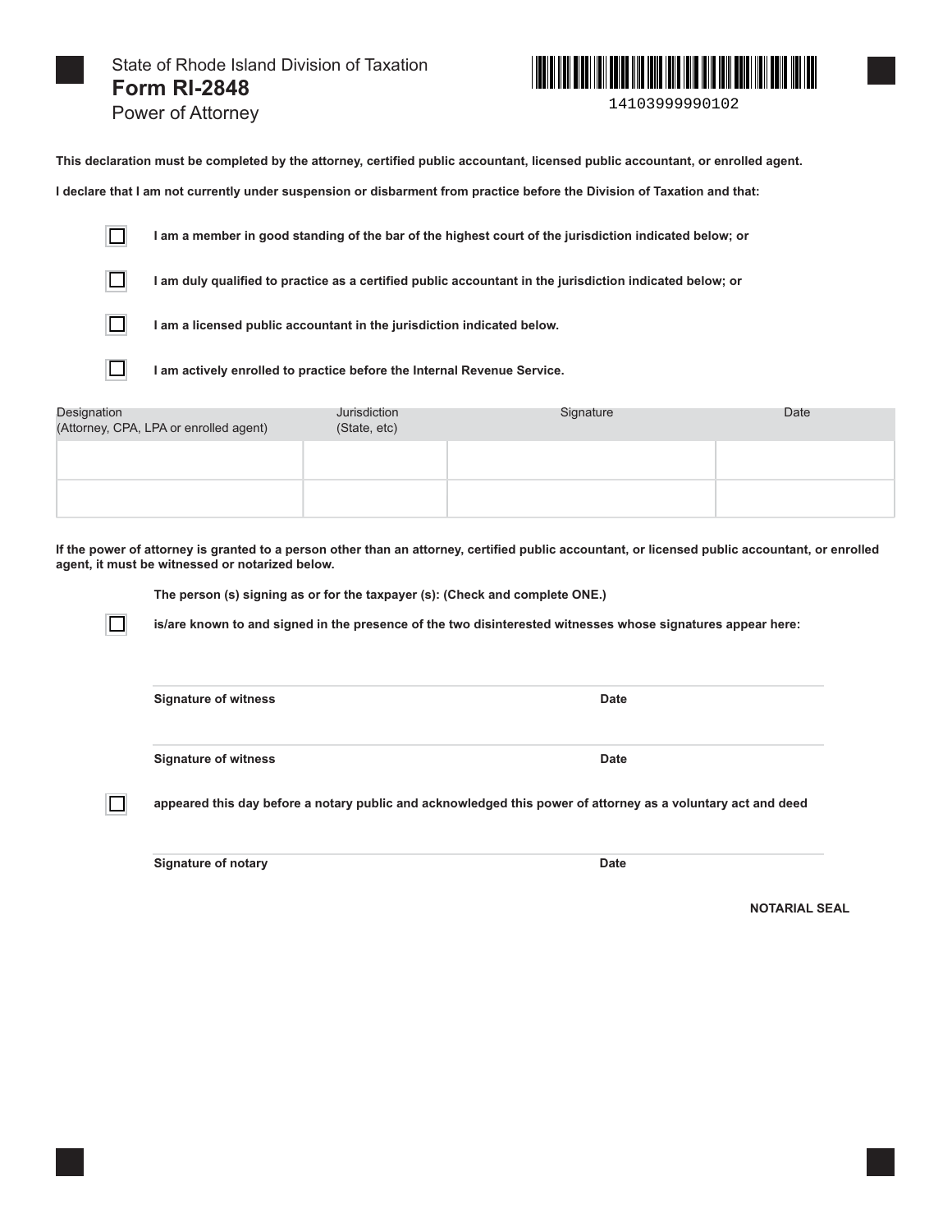State of Rhode Island Division of Taxation

# Form RI-2848

Power of Attorney

14103999990102

**This declaration must be completed by the attorney, certified public accountant, licensed public accountant, or enrolled agent.**

**I declare that I am not currently under suspension or disbarment from practice before the Division of Taxation and that:**

☐ **I am a member in good standing of the bar of the highest court of the jurisdiction indicated below; or**

☐ **I am duly qualified to practice as a certified public accountant in the jurisdiction indicated below; or**

☐ **I am a licensed public accountant in the jurisdiction indicated below.**

☐ **I am actively enrolled to practice before the Internal Revenue Service.**

| Designation (Attorney, CPA, LPA or enrolled agent) | Jurisdiction (State, etc) | Signature | Date |
|---|---|---|---|
| | | | |
| | | | |

**If the power of attorney is granted to a person other than an attorney, certified public accountant, or licensed public accountant, or enrolled agent, it must be witnessed or notarized below.**

**The person (s) signing as or for the taxpayer (s): (Check and complete ONE.)**

☐ **is/are known to and signed in the presence of the two disinterested witnesses whose signatures appear here:**

**Signature of witness** **Date**

**Signature of witness** **Date**

☐ **appeared this day before a notary public and acknowledged this power of attorney as a voluntary act and deed**

**Signature of notary** **Date**

**NOTARIAL SEAL**